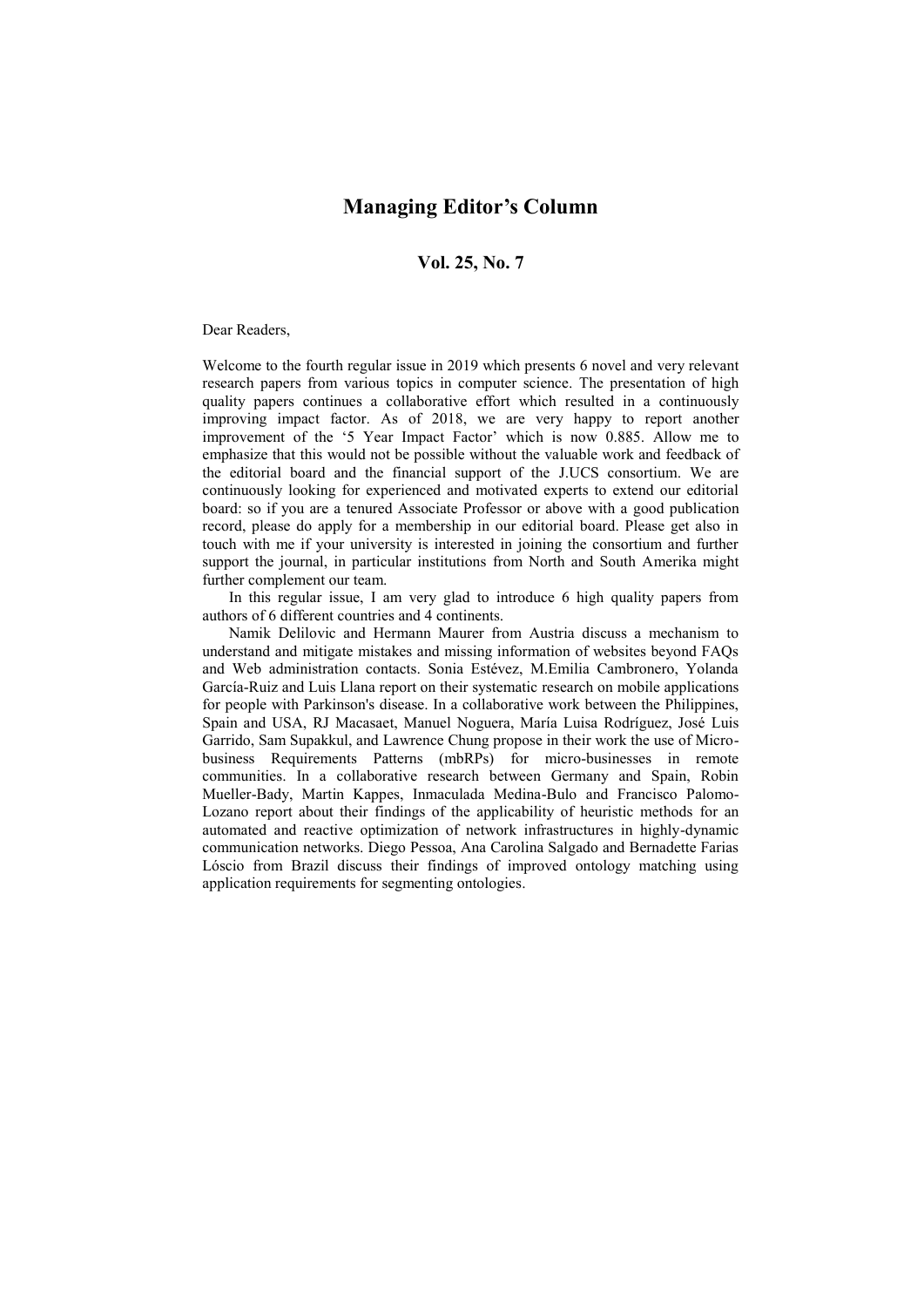# Managing Editor's Column

## Vol. 25, No. 7

Dear Readers,

Welcome to the fourth regular issue in 2019 which presents 6 novel and very relevant research papers from various topics in computer science. The presentation of high quality papers continues a collaborative effort which resulted in a continuously improving impact factor. As of 2018, we are very happy to report another improvement of the '5 Year Impact Factor' which is now 0.885. Allow me to emphasize that this would not be possible without the valuable work and feedback of the editorial board and the financial support of the J.UCS consortium. We are continuously looking for experienced and motivated experts to extend our editorial board: so if you are a tenured Associate Professor or above with a good publication record, please do apply for a membership in our editorial board. Please get also in touch with me if your university is interested in joining the consortium and further support the journal, in particular institutions from North and South Amerika might further complement our team.

In this regular issue, I am very glad to introduce 6 high quality papers from authors of 6 different countries and 4 continents.

Namik Delilovic and Hermann Maurer from Austria discuss a mechanism to understand and mitigate mistakes and missing information of websites beyond FAQs and Web administration contacts. Sonia Estévez, M.Emilia Cambronero, Yolanda García-Ruiz and Luis Llana report on their systematic research on mobile applications for people with Parkinson's disease. In a collaborative work between the Philippines, Spain and USA, RJ Macasaet, Manuel Noguera, María Luisa Rodríguez, José Luis Garrido, Sam Supakkul, and Lawrence Chung propose in their work the use of Micro-business Requirements Patterns (mbRPs) for micro-businesses in remote communities. In a collaborative research between Germany and Spain, Robin Mueller-Bady, Martin Kappes, Inmaculada Medina-Bulo and Francisco Palomo-Lozano report about their findings of the applicability of heuristic methods for an automated and reactive optimization of network infrastructures in highly-dynamic communication networks. Diego Pessoa, Ana Carolina Salgado and Bernadette Farias Lóscio from Brazil discuss their findings of improved ontology matching using application requirements for segmenting ontologies.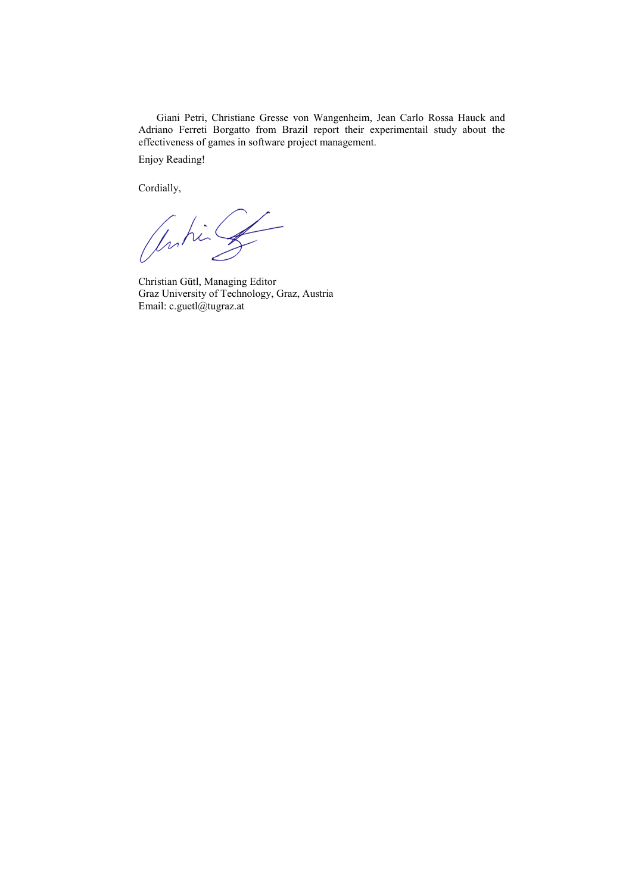Giani Petri, Christiane Gresse von Wangenheim, Jean Carlo Rossa Hauck and Adriano Ferreti Borgatto from Brazil report their experimentail study about the effectiveness of games in software project management.

Enjoy Reading!

Cordially,

Christian Gütl, Managing Editor
Graz University of Technology, Graz, Austria
Email: c.guetl@tugraz.at